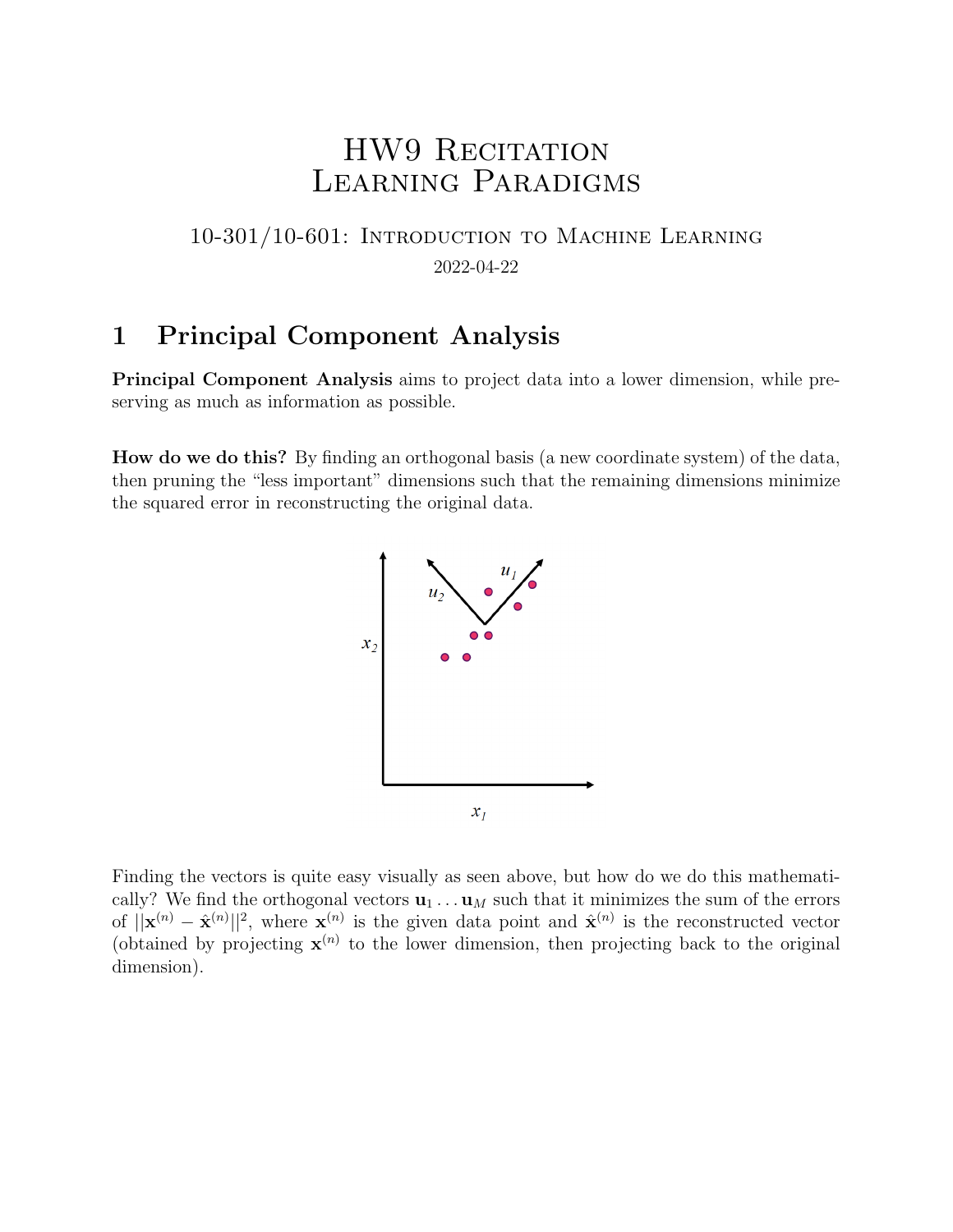# HW9 Recitation
# Learning Paradigms

## 10-301/10-601: Introduction to Machine Learning

2022-04-22

## 1 Principal Component Analysis

**Principal Component Analysis** aims to project data into a lower dimension, while preserving as much as information as possible.

**How do we do this?** By finding an orthogonal basis (a new coordinate system) of the data, then pruning the "less important" dimensions such that the remaining dimensions minimize the squared error in reconstructing the original data.

Finding the vectors is quite easy visually as seen above, but how do we do this mathematically? We find the orthogonal vectors $\mathbf{u}_1 \ldots \mathbf{u}_M$ such that it minimizes the sum of the errors of $||\mathbf{x}^{(n)} - \hat{\mathbf{x}}^{(n)}||^2$, where $\mathbf{x}^{(n)}$ is the given data point and $\hat{\mathbf{x}}^{(n)}$ is the reconstructed vector (obtained by projecting $\mathbf{x}^{(n)}$ to the lower dimension, then projecting back to the original dimension).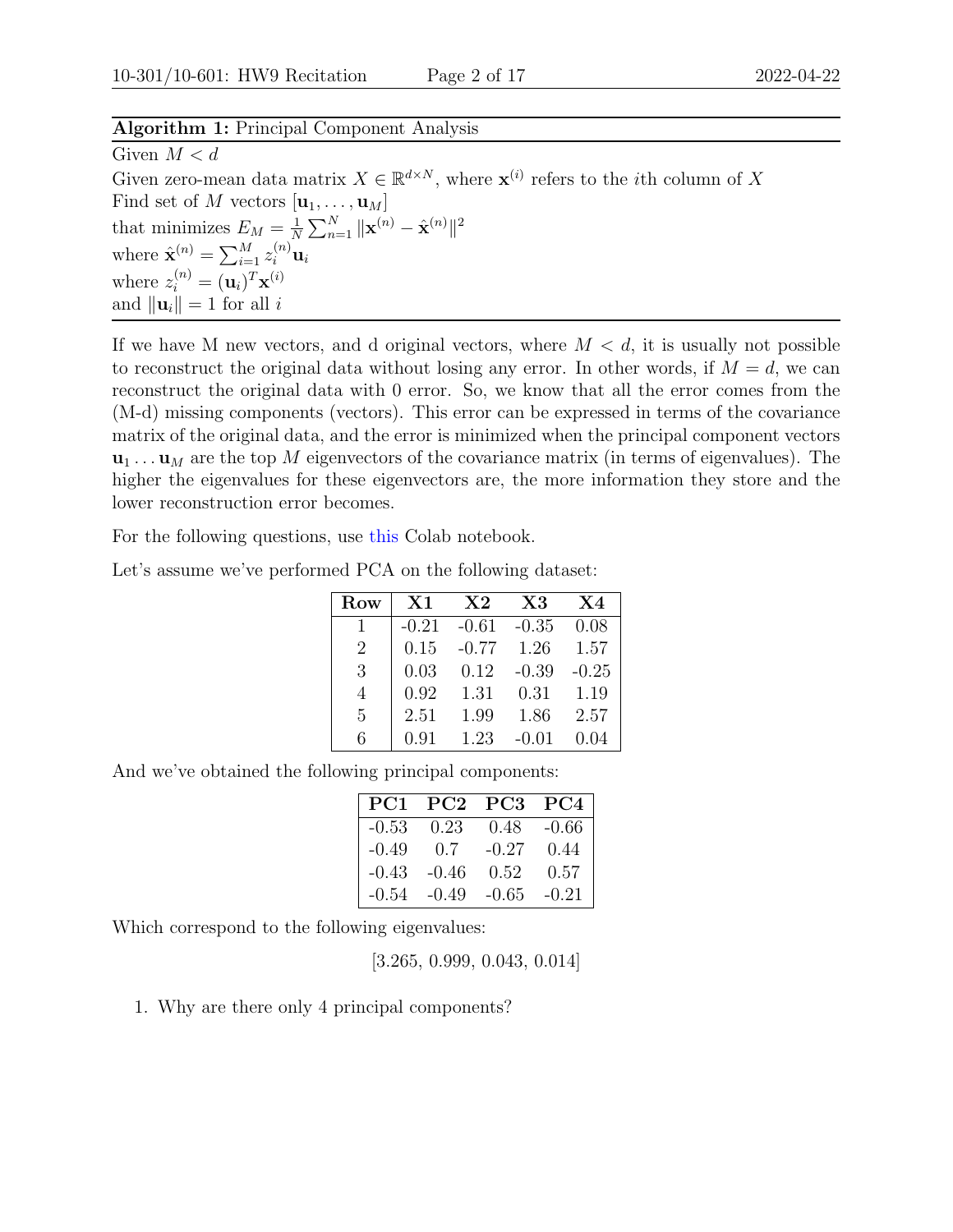**Algorithm 1:** Principal Component Analysis

Given $M < d$
Given zero-mean data matrix $X \in \mathbb{R}^{d \times N}$, where $\mathbf{x}^{(i)}$ refers to the $i$th column of $X$
Find set of $M$ vectors $[\mathbf{u}_1, \ldots, \mathbf{u}_M]$
that minimizes $E_M = \frac{1}{N} \sum_{n=1}^{N} \|\mathbf{x}^{(n)} - \hat{\mathbf{x}}^{(n)}\|^2$
where $\hat{\mathbf{x}}^{(n)} = \sum_{i=1}^{M} z_i^{(n)} \mathbf{u}_i$
where $z_i^{(n)} = (\mathbf{u}_i)^T \mathbf{x}^{(i)}$
and $\|\mathbf{u}_i\| = 1$ for all $i$

If we have M new vectors, and d original vectors, where $M < d$, it is usually not possible to reconstruct the original data without losing any error. In other words, if $M = d$, we can reconstruct the original data with 0 error. So, we know that all the error comes from the (M-d) missing components (vectors). This error can be expressed in terms of the covariance matrix of the original data, and the error is minimized when the principal component vectors $\mathbf{u}_1 \ldots \mathbf{u}_M$ are the top $M$ eigenvectors of the covariance matrix (in terms of eigenvalues). The higher the eigenvalues for these eigenvectors are, the more information they store and the lower reconstruction error becomes.

For the following questions, use this Colab notebook.

Let's assume we've performed PCA on the following dataset:

| Row | X1 | X2 | X3 | X4 |
|---|---|---|---|---|
| 1 | -0.21 | -0.61 | -0.35 | 0.08 |
| 2 | 0.15 | -0.77 | 1.26 | 1.57 |
| 3 | 0.03 | 0.12 | -0.39 | -0.25 |
| 4 | 0.92 | 1.31 | 0.31 | 1.19 |
| 5 | 2.51 | 1.99 | 1.86 | 2.57 |
| 6 | 0.91 | 1.23 | -0.01 | 0.04 |

And we've obtained the following principal components:

| PC1 | PC2 | PC3 | PC4 |
|---|---|---|---|
| -0.53 | 0.23 | 0.48 | -0.66 |
| -0.49 | 0.7 | -0.27 | 0.44 |
| -0.43 | -0.46 | 0.52 | 0.57 |
| -0.54 | -0.49 | -0.65 | -0.21 |

Which correspond to the following eigenvalues:

$$[3.265, 0.999, 0.043, 0.014]$$

1. Why are there only 4 principal components?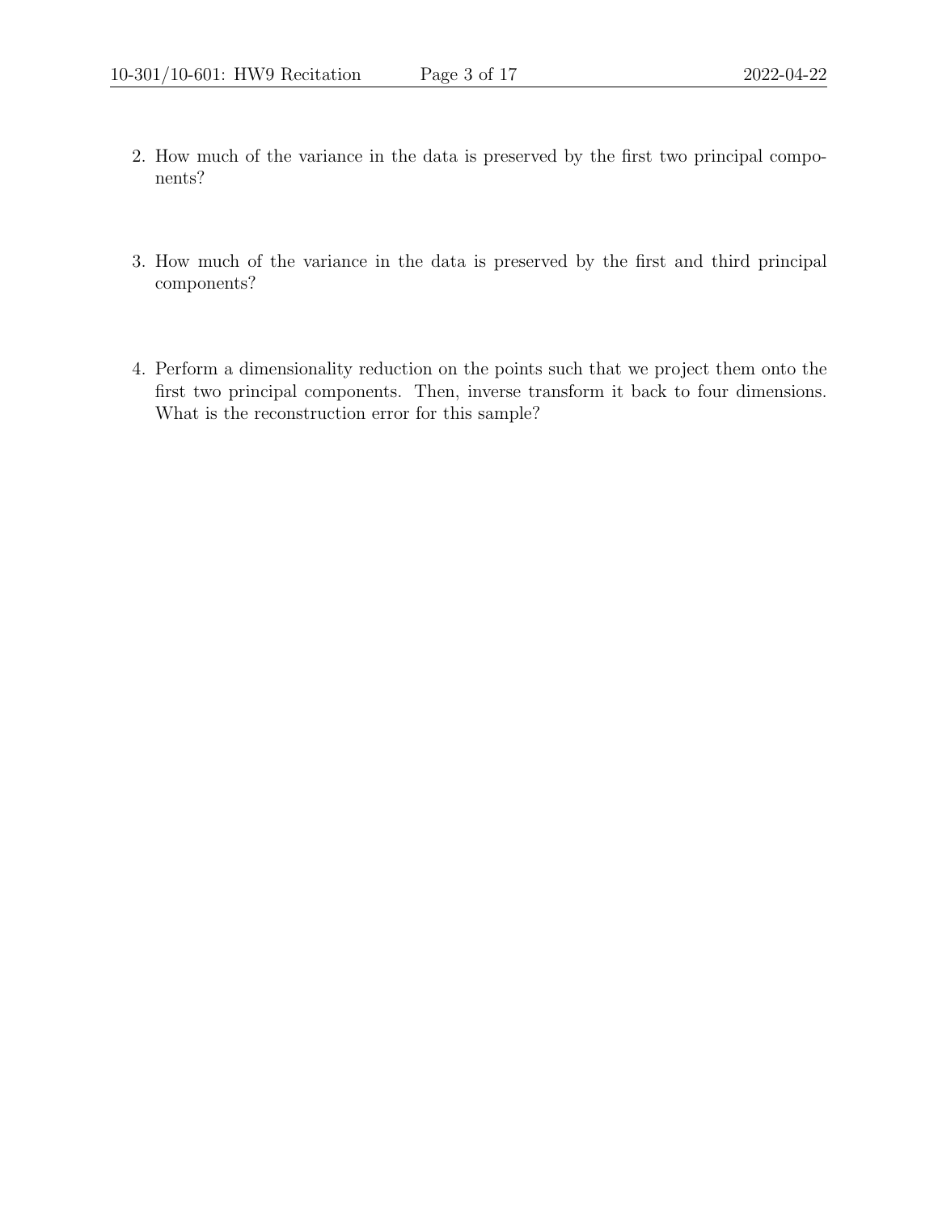2. How much of the variance in the data is preserved by the first two principal components?

3. How much of the variance in the data is preserved by the first and third principal components?

4. Perform a dimensionality reduction on the points such that we project them onto the first two principal components. Then, inverse transform it back to four dimensions. What is the reconstruction error for this sample?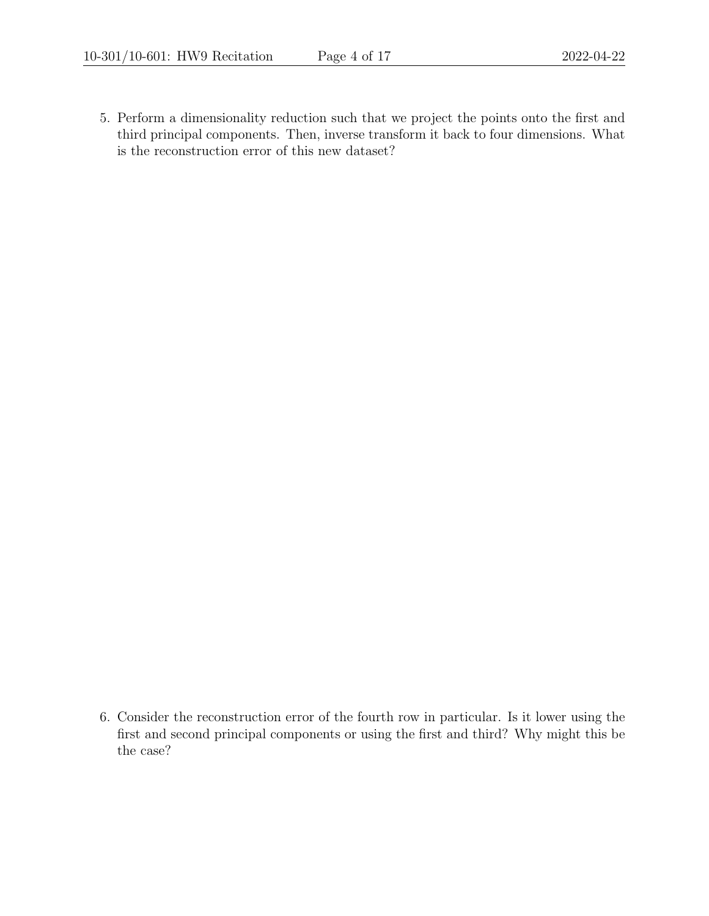5. Perform a dimensionality reduction such that we project the points onto the first and third principal components. Then, inverse transform it back to four dimensions. What is the reconstruction error of this new dataset?

6. Consider the reconstruction error of the fourth row in particular. Is it lower using the first and second principal components or using the first and third? Why might this be the case?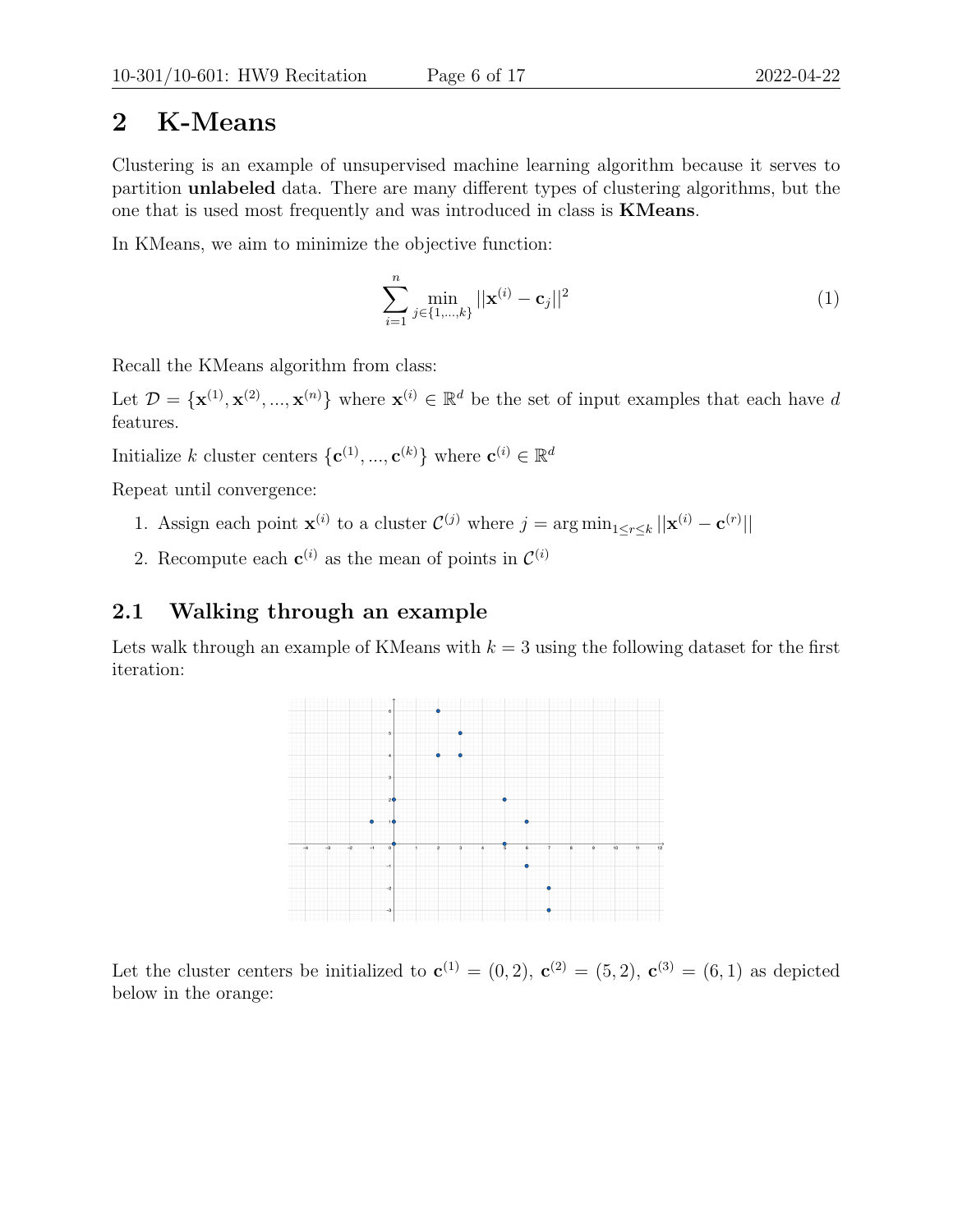## 2 K-Means

Clustering is an example of unsupervised machine learning algorithm because it serves to partition **unlabeled** data. There are many different types of clustering algorithms, but the one that is used most frequently and was introduced in class is **KMeans**.

In KMeans, we aim to minimize the objective function:

$$\sum_{i=1}^{n} \min_{j \in \{1,\ldots,k\}} ||\mathbf{x}^{(i)} - \mathbf{c}_j||^2 \tag{1}$$

Recall the KMeans algorithm from class:

Let $\mathcal{D} = \{\mathbf{x}^{(1)}, \mathbf{x}^{(2)}, \ldots, \mathbf{x}^{(n)}\}$ where $\mathbf{x}^{(i)} \in \mathbb{R}^d$ be the set of input examples that each have $d$ features.

Initialize $k$ cluster centers $\{\mathbf{c}^{(1)}, \ldots, \mathbf{c}^{(k)}\}$ where $\mathbf{c}^{(i)} \in \mathbb{R}^d$

Repeat until convergence:

1. Assign each point $\mathbf{x}^{(i)}$ to a cluster $\mathcal{C}^{(j)}$ where $j = \arg\min_{1 \le r \le k} ||\mathbf{x}^{(i)} - \mathbf{c}^{(r)}||$
2. Recompute each $\mathbf{c}^{(i)}$ as the mean of points in $\mathcal{C}^{(i)}$

### 2.1 Walking through an example

Lets walk through an example of KMeans with $k = 3$ using the following dataset for the first iteration:

Let the cluster centers be initialized to $\mathbf{c}^{(1)} = (0, 2)$, $\mathbf{c}^{(2)} = (5, 2)$, $\mathbf{c}^{(3)} = (6, 1)$ as depicted below in the orange: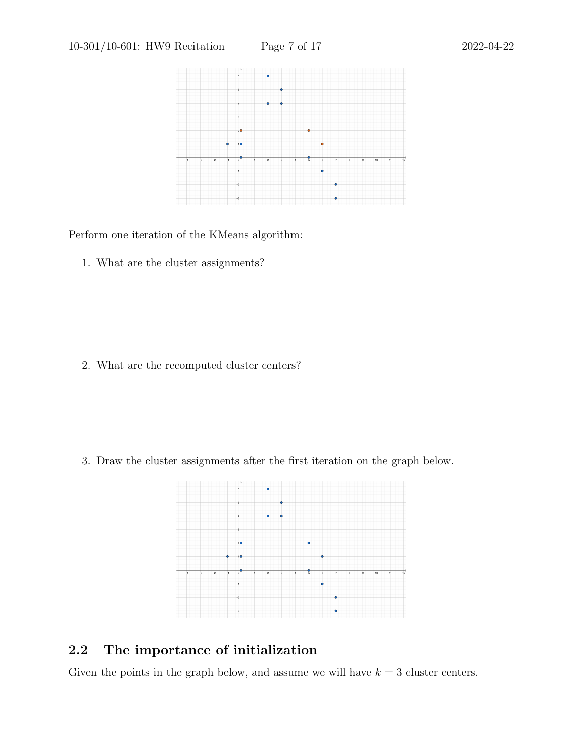Perform one iteration of the KMeans algorithm:

1. What are the cluster assignments?

2. What are the recomputed cluster centers?

3. Draw the cluster assignments after the first iteration on the graph below.

## 2.2 The importance of initialization

Given the points in the graph below, and assume we will have $k = 3$ cluster centers.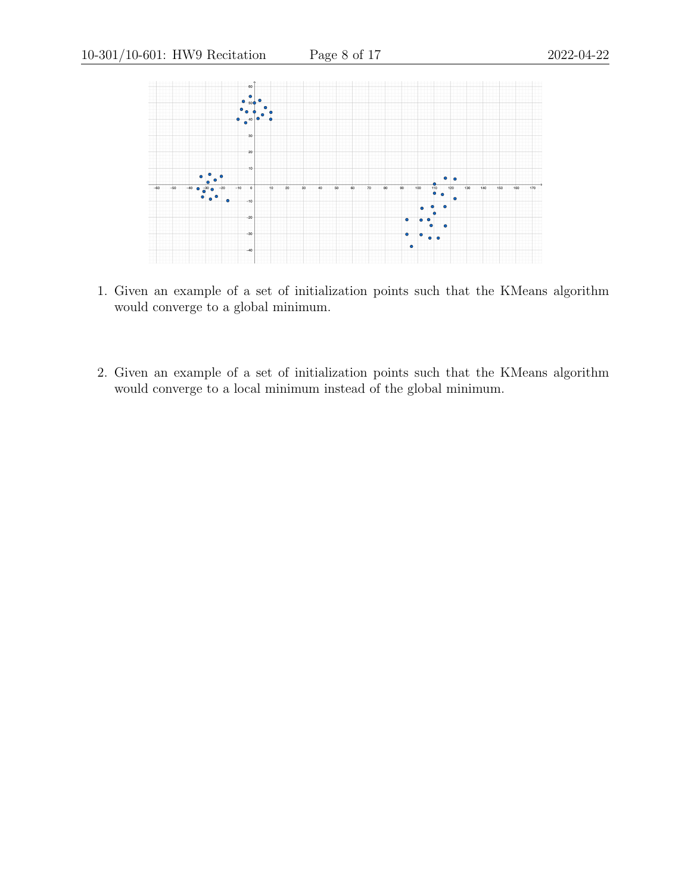1. Given an example of a set of initialization points such that the KMeans algorithm would converge to a global minimum.

2. Given an example of a set of initialization points such that the KMeans algorithm would converge to a local minimum instead of the global minimum.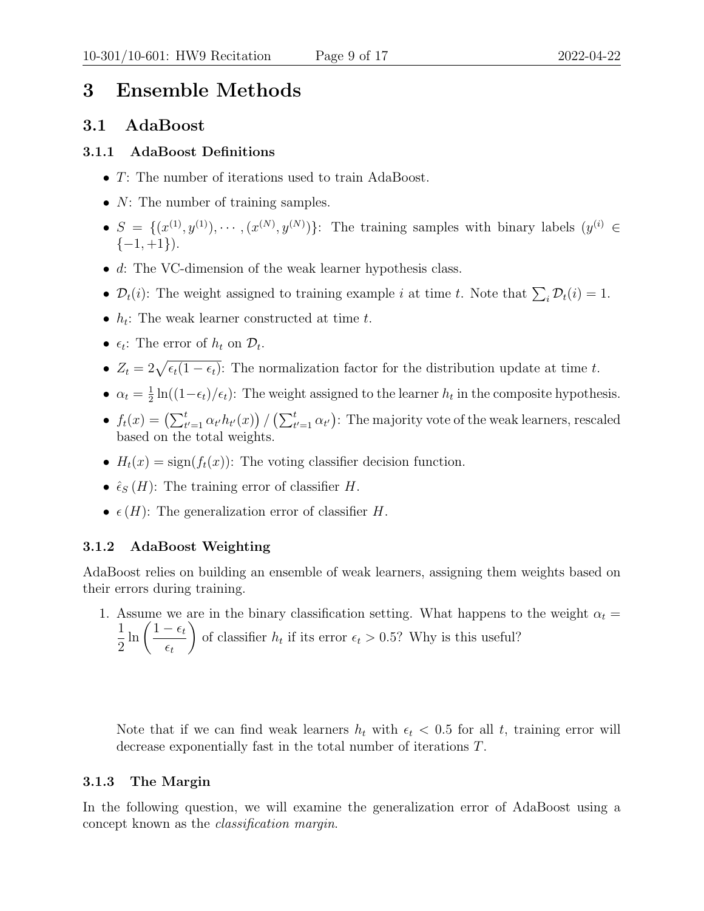# 3 Ensemble Methods

## 3.1 AdaBoost

### 3.1.1 AdaBoost Definitions

- $T$: The number of iterations used to train AdaBoost.
- $N$: The number of training samples.
- $S = \{(x^{(1)}, y^{(1)}), \cdots, (x^{(N)}, y^{(N)})\}$: The training samples with binary labels ($y^{(i)} \in \{-1, +1\}$).
- $d$: The VC-dimension of the weak learner hypothesis class.
- $\mathcal{D}_t(i)$: The weight assigned to training example $i$ at time $t$. Note that $\sum_i \mathcal{D}_t(i) = 1$.
- $h_t$: The weak learner constructed at time $t$.
- $\epsilon_t$: The error of $h_t$ on $\mathcal{D}_t$.
- $Z_t = 2\sqrt{\epsilon_t(1-\epsilon_t)}$: The normalization factor for the distribution update at time $t$.
- $\alpha_t = \frac{1}{2}\ln((1-\epsilon_t)/\epsilon_t)$: The weight assigned to the learner $h_t$ in the composite hypothesis.
- $f_t(x) = \left(\sum_{t'=1}^{t} \alpha_{t'} h_{t'}(x)\right) / \left(\sum_{t'=1}^{t} \alpha_{t'}\right)$: The majority vote of the weak learners, rescaled based on the total weights.
- $H_t(x) = \text{sign}(f_t(x))$: The voting classifier decision function.
- $\hat{\epsilon}_S(H)$: The training error of classifier $H$.
- $\epsilon(H)$: The generalization error of classifier $H$.

### 3.1.2 AdaBoost Weighting

AdaBoost relies on building an ensemble of weak learners, assigning them weights based on their errors during training.

1. Assume we are in the binary classification setting. What happens to the weight $\alpha_t = \dfrac{1}{2}\ln\left(\dfrac{1-\epsilon_t}{\epsilon_t}\right)$ of classifier $h_t$ if its error $\epsilon_t > 0.5$? Why is this useful?

   Note that if we can find weak learners $h_t$ with $\epsilon_t < 0.5$ for all $t$, training error will decrease exponentially fast in the total number of iterations $T$.

### 3.1.3 The Margin

In the following question, we will examine the generalization error of AdaBoost using a concept known as the *classification margin*.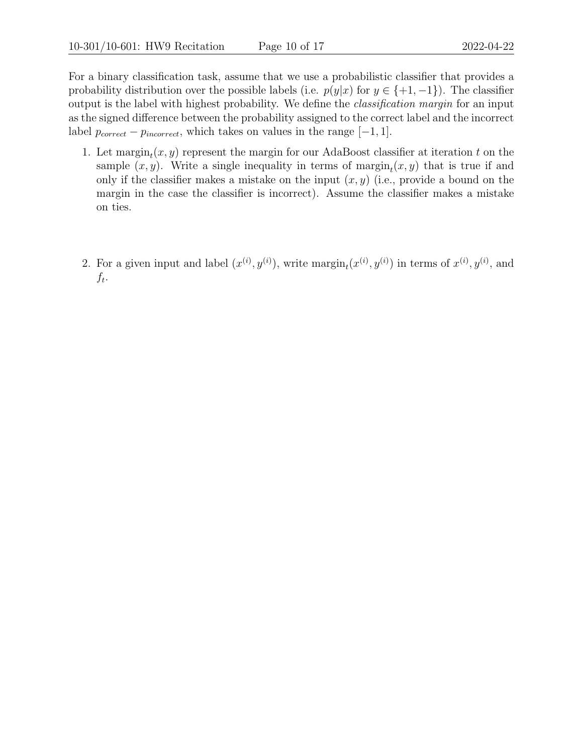For a binary classification task, assume that we use a probabilistic classifier that provides a probability distribution over the possible labels (i.e. $p(y|x)$ for $y \in \{+1, -1\}$). The classifier output is the label with highest probability. We define the *classification margin* for an input as the signed difference between the probability assigned to the correct label and the incorrect label $p_{correct} - p_{incorrect}$, which takes on values in the range $[-1, 1]$.

1. Let $\text{margin}_t(x, y)$ represent the margin for our AdaBoost classifier at iteration $t$ on the sample $(x, y)$. Write a single inequality in terms of $\text{margin}_t(x, y)$ that is true if and only if the classifier makes a mistake on the input $(x, y)$ (i.e., provide a bound on the margin in the case the classifier is incorrect). Assume the classifier makes a mistake on ties.

2. For a given input and label $(x^{(i)}, y^{(i)})$, write $\text{margin}_t(x^{(i)}, y^{(i)})$ in terms of $x^{(i)}, y^{(i)}$, and $f_t$.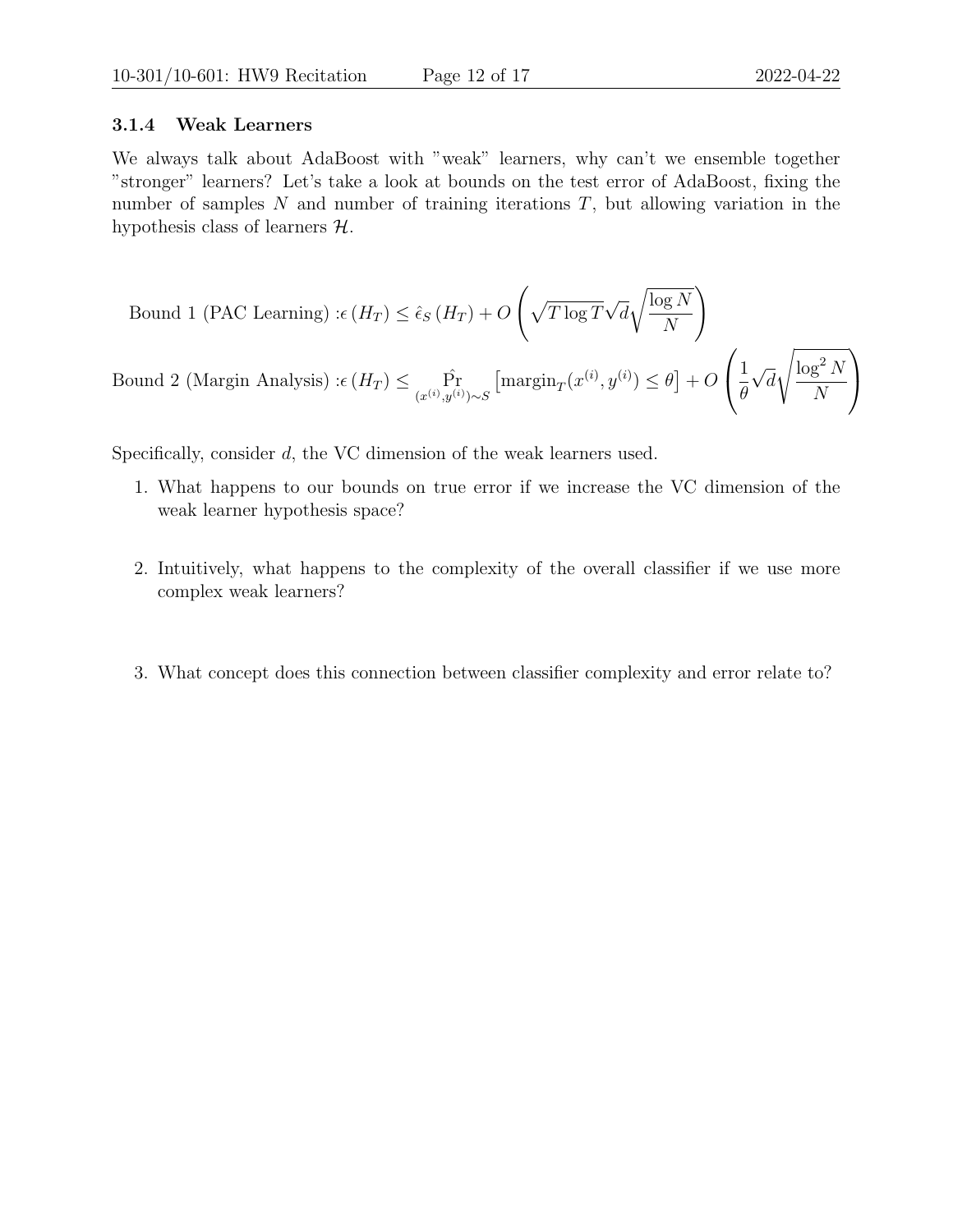### 3.1.4 Weak Learners

We always talk about AdaBoost with "weak" learners, why can't we ensemble together "stronger" learners? Let's take a look at bounds on the test error of AdaBoost, fixing the number of samples $N$ and number of training iterations $T$, but allowing variation in the hypothesis class of learners $\mathcal{H}$.

$$\text{Bound 1 (PAC Learning)}: \epsilon\left(H_T\right) \leq \hat{\epsilon}_S\left(H_T\right) + O\left(\sqrt{T \log T}\sqrt{d}\sqrt{\frac{\log N}{N}}\right)$$

$$\text{Bound 2 (Margin Analysis)}: \epsilon\left(H_T\right) \leq \hat{\Pr}_{(x^{(i)}, y^{(i)}) \sim S}\left[\text{margin}_T(x^{(i)}, y^{(i)}) \leq \theta\right] + O\left(\frac{1}{\theta}\sqrt{d}\sqrt{\frac{\log^2 N}{N}}\right)$$

Specifically, consider $d$, the VC dimension of the weak learners used.

1. What happens to our bounds on true error if we increase the VC dimension of the weak learner hypothesis space?

2. Intuitively, what happens to the complexity of the overall classifier if we use more complex weak learners?

3. What concept does this connection between classifier complexity and error relate to?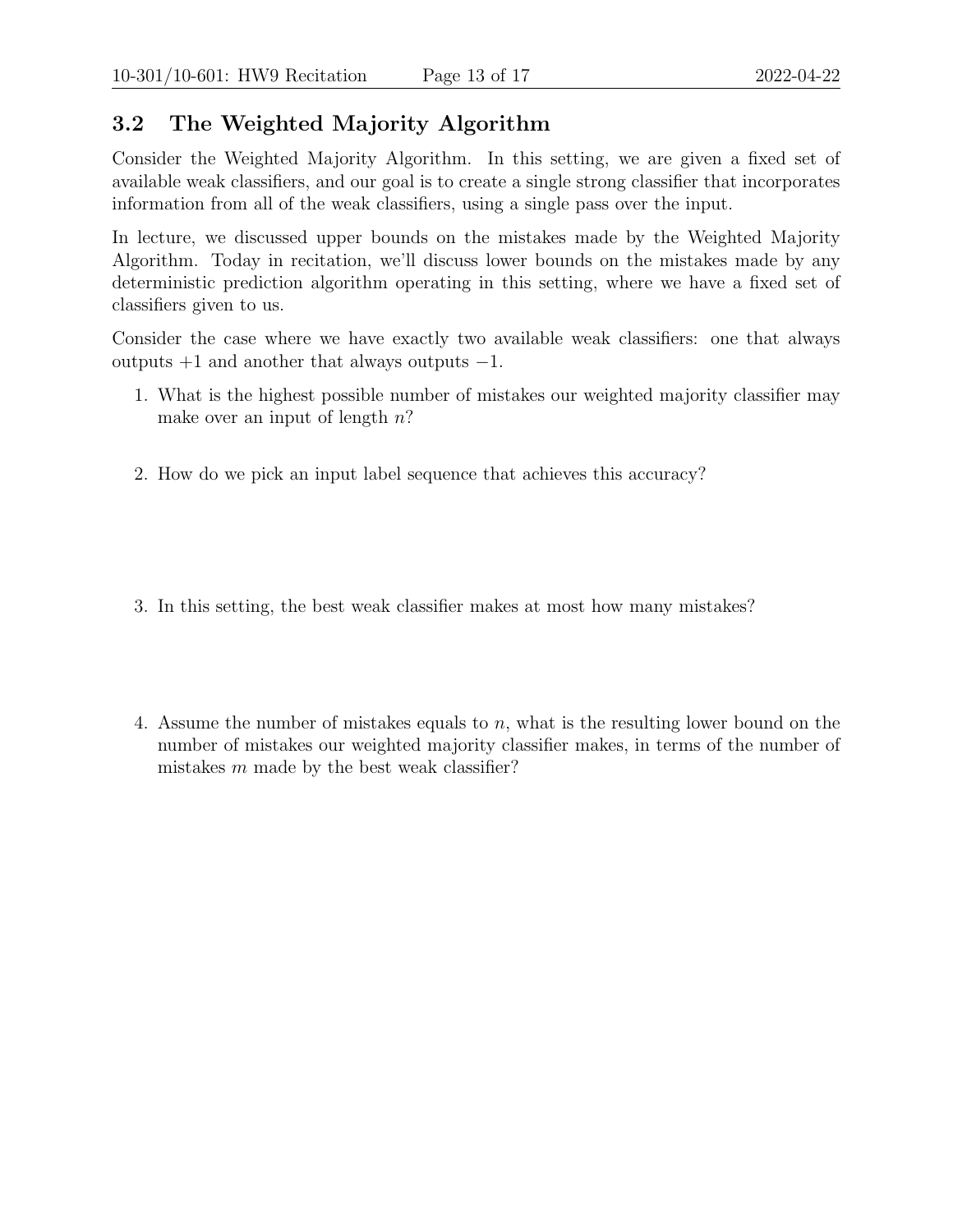## 3.2 The Weighted Majority Algorithm

Consider the Weighted Majority Algorithm. In this setting, we are given a fixed set of available weak classifiers, and our goal is to create a single strong classifier that incorporates information from all of the weak classifiers, using a single pass over the input.

In lecture, we discussed upper bounds on the mistakes made by the Weighted Majority Algorithm. Today in recitation, we'll discuss lower bounds on the mistakes made by any deterministic prediction algorithm operating in this setting, where we have a fixed set of classifiers given to us.

Consider the case where we have exactly two available weak classifiers: one that always outputs $+1$ and another that always outputs $-1$.

1. What is the highest possible number of mistakes our weighted majority classifier may make over an input of length $n$?

2. How do we pick an input label sequence that achieves this accuracy?

3. In this setting, the best weak classifier makes at most how many mistakes?

4. Assume the number of mistakes equals to $n$, what is the resulting lower bound on the number of mistakes our weighted majority classifier makes, in terms of the number of mistakes $m$ made by the best weak classifier?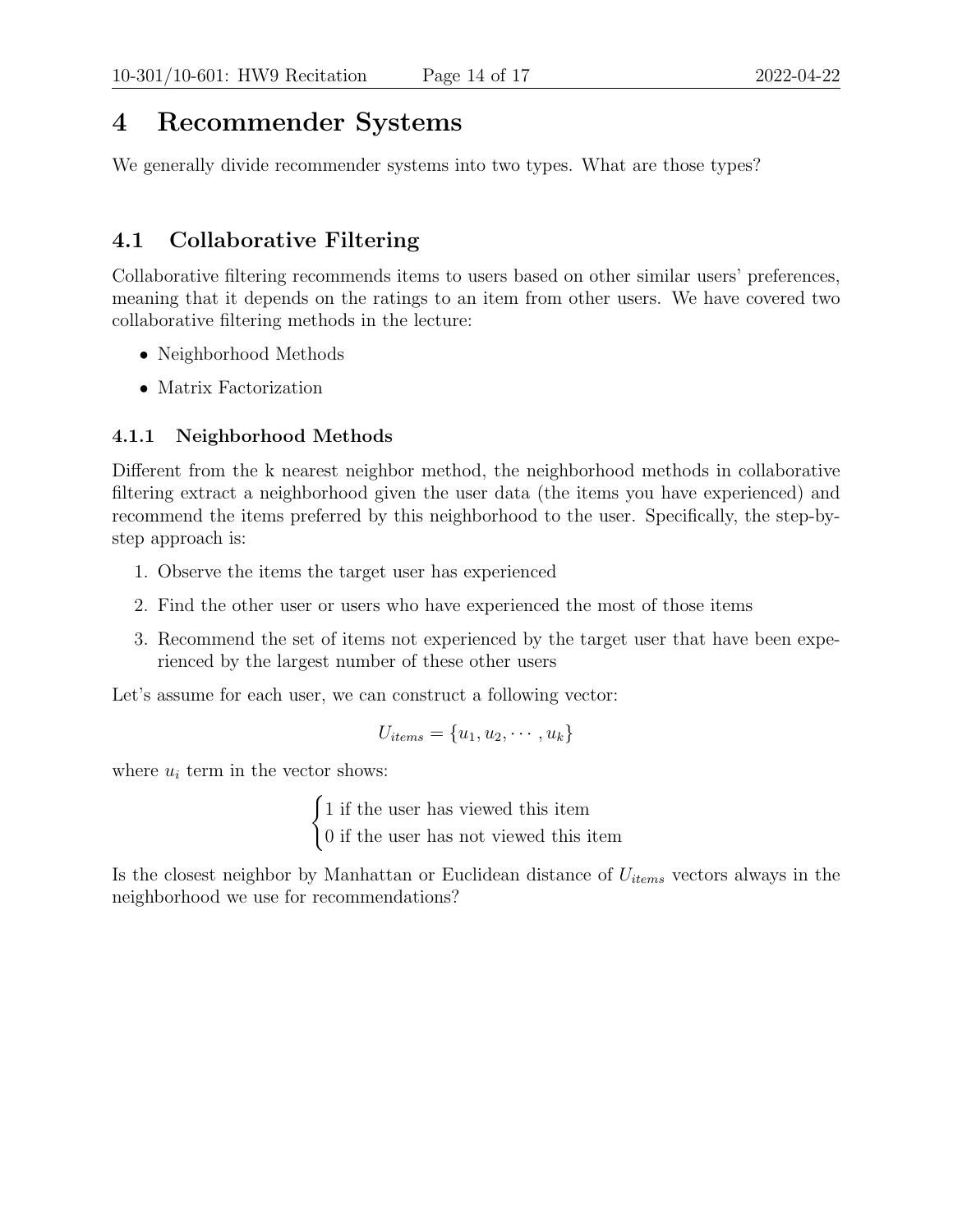# 4 Recommender Systems

We generally divide recommender systems into two types. What are those types?

## 4.1 Collaborative Filtering

Collaborative filtering recommends items to users based on other similar users' preferences, meaning that it depends on the ratings to an item from other users. We have covered two collaborative filtering methods in the lecture:

- Neighborhood Methods
- Matrix Factorization

### 4.1.1 Neighborhood Methods

Different from the k nearest neighbor method, the neighborhood methods in collaborative filtering extract a neighborhood given the user data (the items you have experienced) and recommend the items preferred by this neighborhood to the user. Specifically, the step-by-step approach is:

1. Observe the items the target user has experienced
2. Find the other user or users who have experienced the most of those items
3. Recommend the set of items not experienced by the target user that have been experienced by the largest number of these other users

Let's assume for each user, we can construct a following vector:

$$U_{items} = \{u_1, u_2, \cdots, u_k\}$$

where $u_i$ term in the vector shows:

$$\begin{cases} 1 \text{ if the user has viewed this item} \\ 0 \text{ if the user has not viewed this item} \end{cases}$$

Is the closest neighbor by Manhattan or Euclidean distance of $U_{items}$ vectors always in the neighborhood we use for recommendations?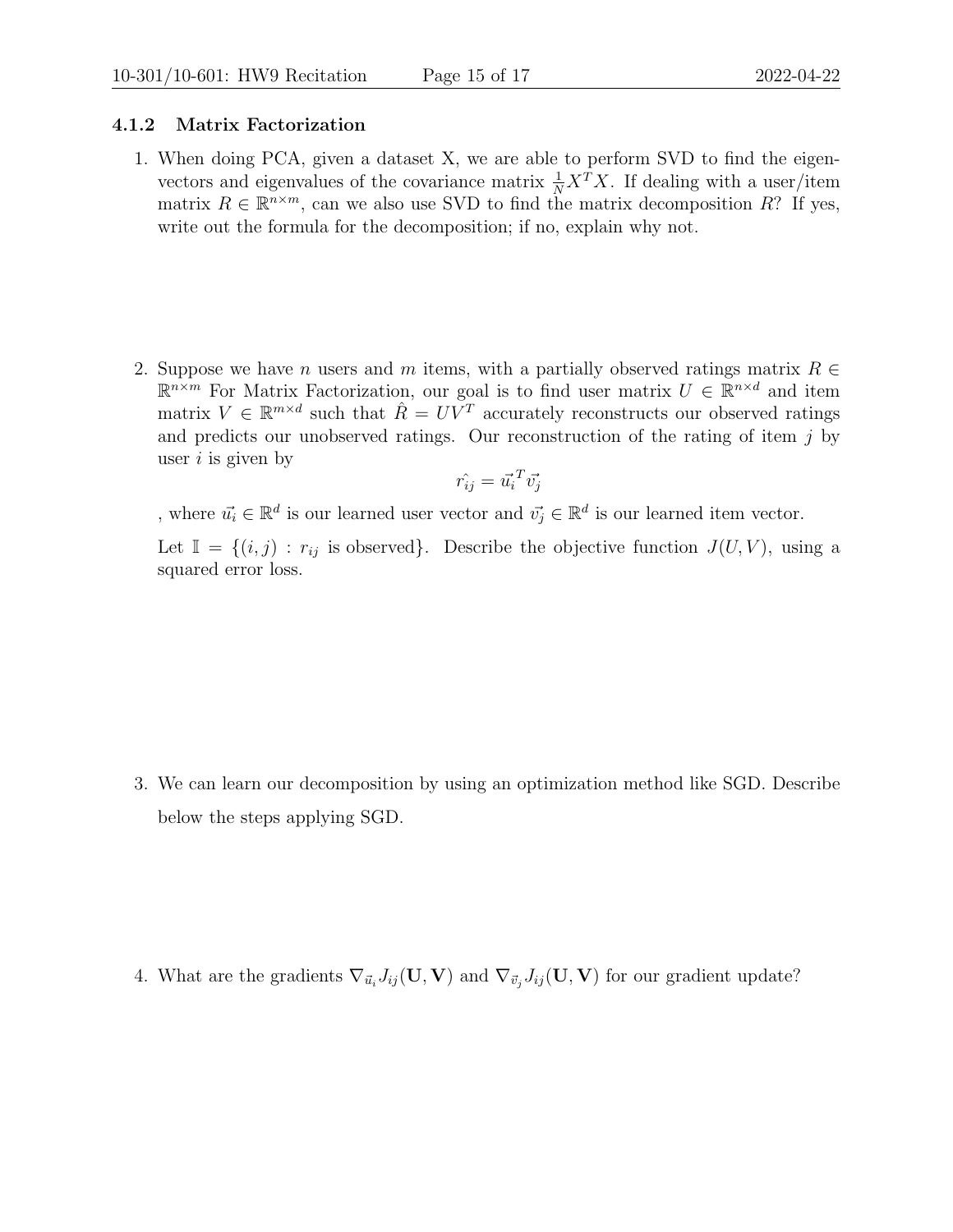### 4.1.2 Matrix Factorization

1. When doing PCA, given a dataset X, we are able to perform SVD to find the eigenvectors and eigenvalues of the covariance matrix $\frac{1}{N}X^TX$. If dealing with a user/item matrix $R \in \mathbb{R}^{n \times m}$, can we also use SVD to find the matrix decomposition $R$? If yes, write out the formula for the decomposition; if no, explain why not.

2. Suppose we have $n$ users and $m$ items, with a partially observed ratings matrix $R \in \mathbb{R}^{n \times m}$ For Matrix Factorization, our goal is to find user matrix $U \in \mathbb{R}^{n \times d}$ and item matrix $V \in \mathbb{R}^{m \times d}$ such that $\hat{R} = UV^T$ accurately reconstructs our observed ratings and predicts our unobserved ratings. Our reconstruction of the rating of item $j$ by user $i$ is given by

$$\hat{r_{ij}} = \vec{u_i}^T \vec{v_j}$$

, where $\vec{u_i} \in \mathbb{R}^d$ is our learned user vector and $\vec{v_j} \in \mathbb{R}^d$ is our learned item vector.

Let $\mathbb{I} = \{(i, j) : r_{ij} \text{ is observed}\}$. Describe the objective function $J(U, V)$, using a squared error loss.

3. We can learn our decomposition by using an optimization method like SGD. Describe below the steps applying SGD.

4. What are the gradients $\nabla_{\vec{u}_i} J_{ij}(\mathbf{U}, \mathbf{V})$ and $\nabla_{\vec{v}_j} J_{ij}(\mathbf{U}, \mathbf{V})$ for our gradient update?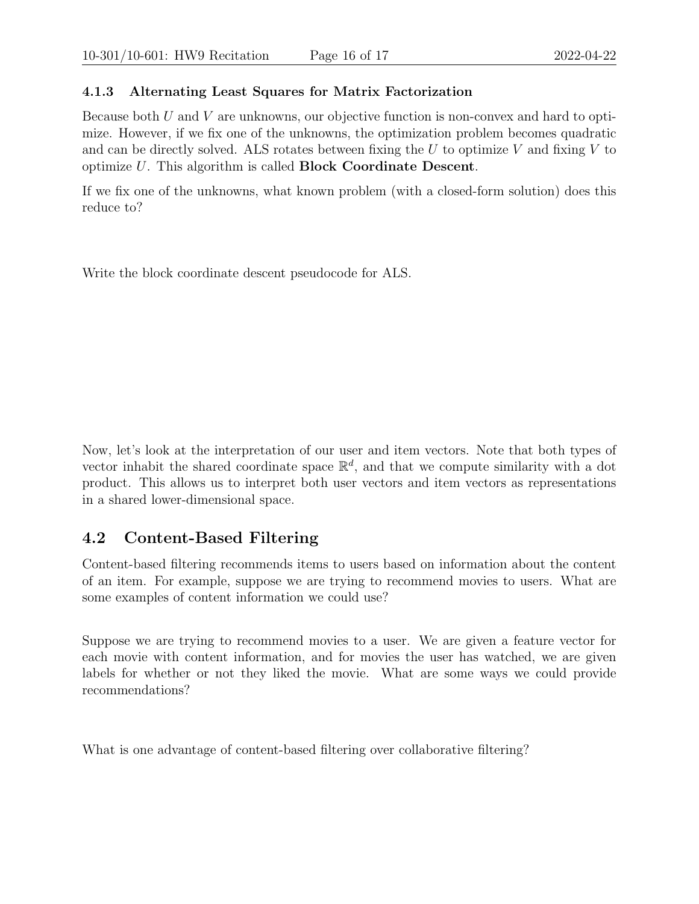### 4.1.3 Alternating Least Squares for Matrix Factorization

Because both $U$ and $V$ are unknowns, our objective function is non-convex and hard to optimize. However, if we fix one of the unknowns, the optimization problem becomes quadratic and can be directly solved. ALS rotates between fixing the $U$ to optimize $V$ and fixing $V$ to optimize $U$. This algorithm is called **Block Coordinate Descent**.

If we fix one of the unknowns, what known problem (with a closed-form solution) does this reduce to?

Write the block coordinate descent pseudocode for ALS.

Now, let's look at the interpretation of our user and item vectors. Note that both types of vector inhabit the shared coordinate space $\mathbb{R}^d$, and that we compute similarity with a dot product. This allows us to interpret both user vectors and item vectors as representations in a shared lower-dimensional space.

## 4.2 Content-Based Filtering

Content-based filtering recommends items to users based on information about the content of an item. For example, suppose we are trying to recommend movies to users. What are some examples of content information we could use?

Suppose we are trying to recommend movies to a user. We are given a feature vector for each movie with content information, and for movies the user has watched, we are given labels for whether or not they liked the movie. What are some ways we could provide recommendations?

What is one advantage of content-based filtering over collaborative filtering?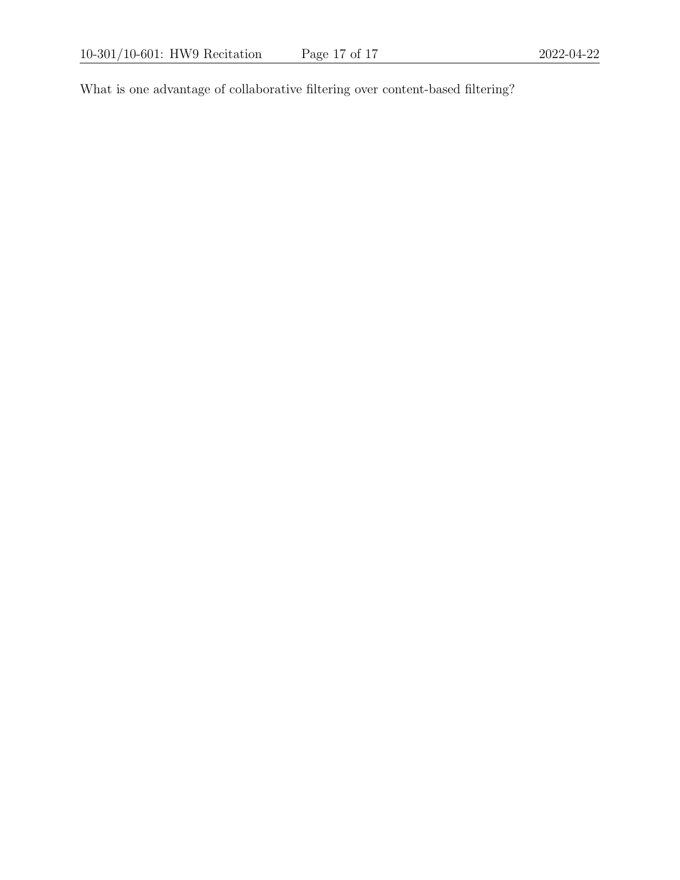What is one advantage of collaborative filtering over content-based filtering?